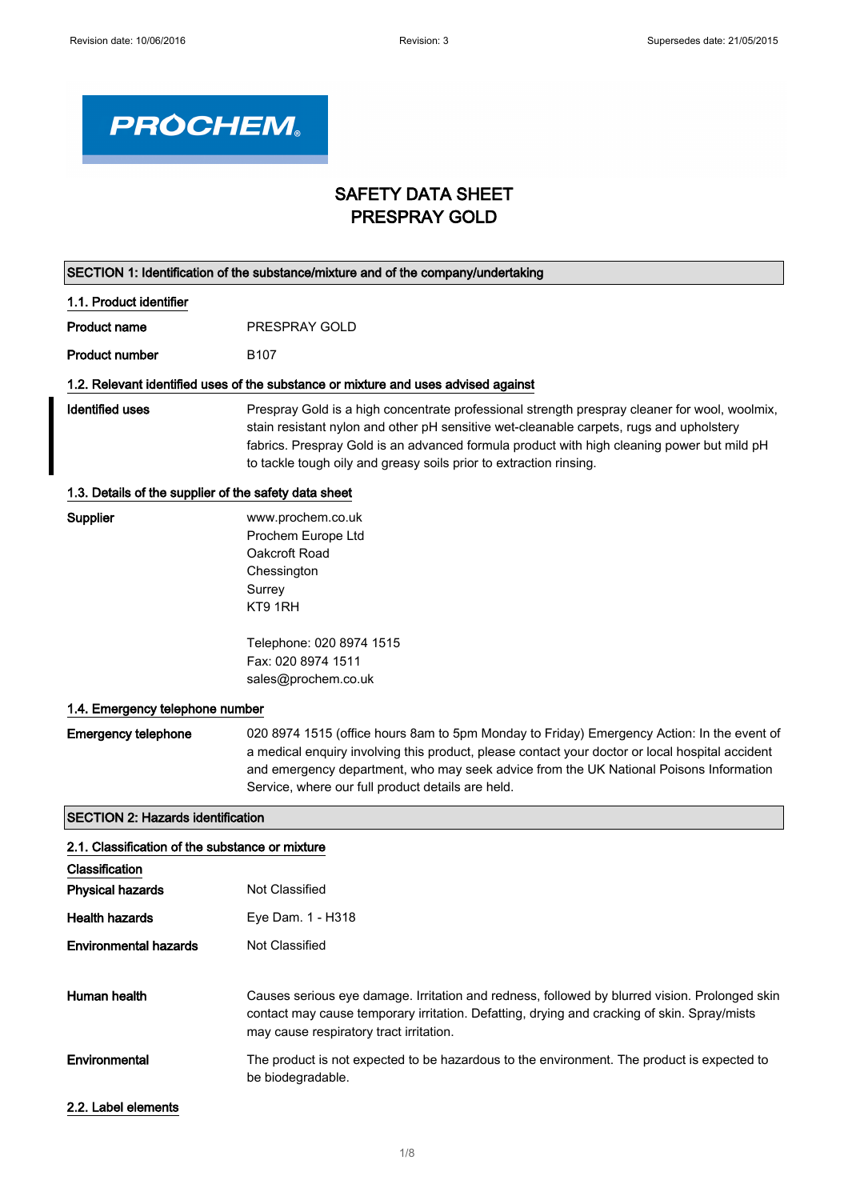PROCHEM

# SAFETY DATA SHEET
# PRESPRAY GOLD

## SECTION 1: Identification of the substance/mixture and of the company/undertaking

### 1.1. Product identifier

**Product name** PRESPRAY GOLD

**Product number** B107

### 1.2. Relevant identified uses of the substance or mixture and uses advised against

**Identified uses** Prespray Gold is a high concentrate professional strength prespray cleaner for wool, woolmix, stain resistant nylon and other pH sensitive wet-cleanable carpets, rugs and upholstery fabrics. Prespray Gold is an advanced formula product with high cleaning power but mild pH to tackle tough oily and greasy soils prior to extraction rinsing.

### 1.3. Details of the supplier of the safety data sheet

**Supplier**
www.prochem.co.uk
Prochem Europe Ltd
Oakcroft Road
Chessington
Surrey
KT9 1RH

Telephone: 020 8974 1515
Fax: 020 8974 1511
sales@prochem.co.uk

### 1.4. Emergency telephone number

**Emergency telephone** 020 8974 1515 (office hours 8am to 5pm Monday to Friday) Emergency Action: In the event of a medical enquiry involving this product, please contact your doctor or local hospital accident and emergency department, who may seek advice from the UK National Poisons Information Service, where our full product details are held.

## SECTION 2: Hazards identification

### 2.1. Classification of the substance or mixture

**Classification**

**Physical hazards** Not Classified

**Health hazards** Eye Dam. 1 - H318

**Environmental hazards** Not Classified

**Human health** Causes serious eye damage. Irritation and redness, followed by blurred vision. Prolonged skin contact may cause temporary irritation. Defatting, drying and cracking of skin. Spray/mists may cause respiratory tract irritation.

**Environmental** The product is not expected to be hazardous to the environment. The product is expected to be biodegradable.

### 2.2. Label elements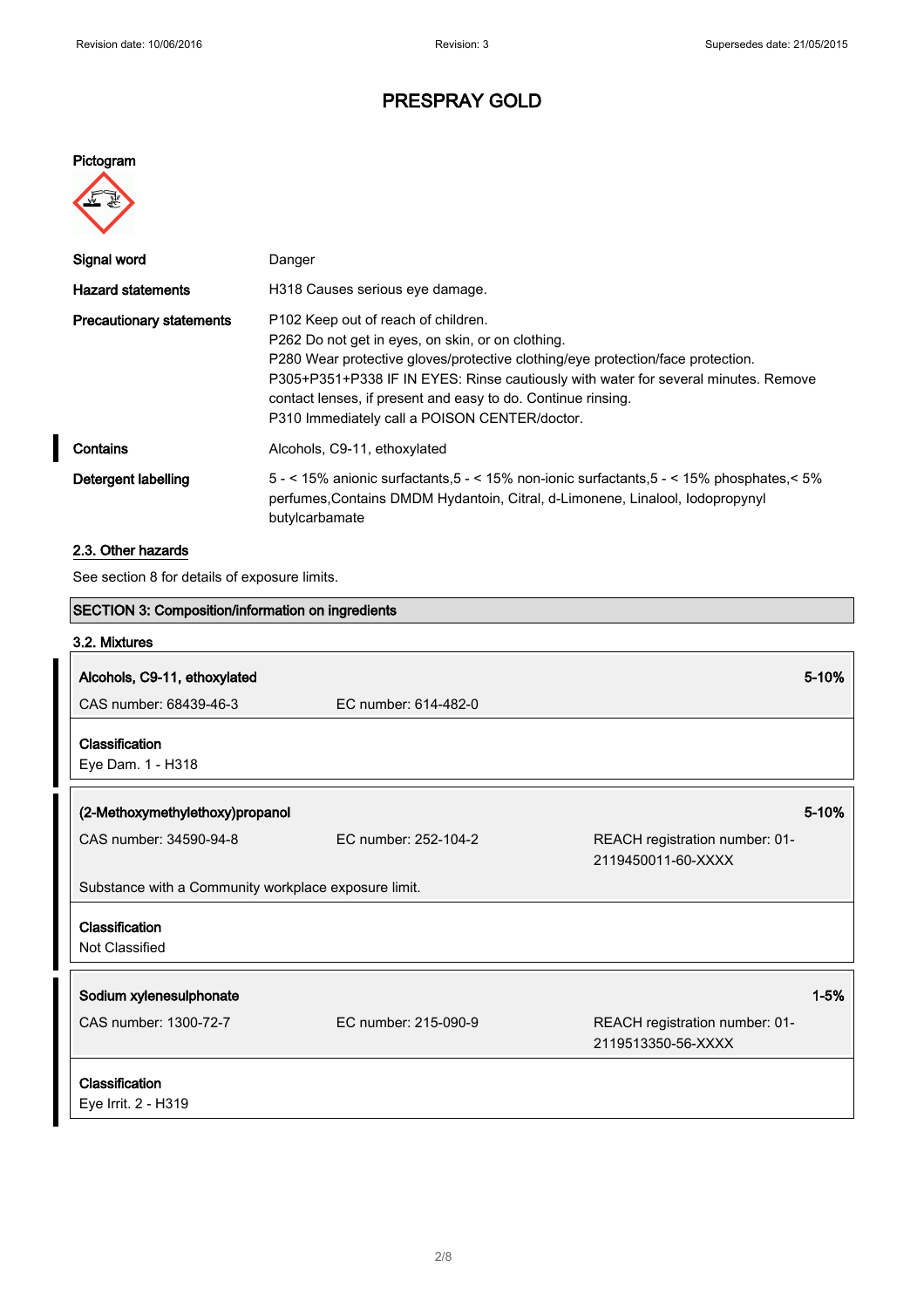# PRESPRAY GOLD

**Pictogram**

| | |
|---|---|
| **Signal word** | Danger |
| **Hazard statements** | H318 Causes serious eye damage. |
| **Precautionary statements** | P102 Keep out of reach of children.<br>P262 Do not get in eyes, on skin, or on clothing.<br>P280 Wear protective gloves/protective clothing/eye protection/face protection.<br>P305+P351+P338 IF IN EYES: Rinse cautiously with water for several minutes. Remove contact lenses, if present and easy to do. Continue rinsing.<br>P310 Immediately call a POISON CENTER/doctor. |
| **Contains** | Alcohols, C9-11, ethoxylated |
| **Detergent labelling** | 5 - < 15% anionic surfactants,5 - < 15% non-ionic surfactants,5 - < 15% phosphates,< 5% perfumes,Contains DMDM Hydantoin, Citral, d-Limonene, Linalool, Iodopropynyl butylcarbamate |

## 2.3. Other hazards

See section 8 for details of exposure limits.

## SECTION 3: Composition/information on ingredients

### 3.2. Mixtures

**Alcohols, C9-11, ethoxylated** — **5-10%**

CAS number: 68439-46-3 | EC number: 614-482-0

**Classification**
Eye Dam. 1 - H318

**(2-Methoxymethylethoxy)propanol** — **5-10%**

CAS number: 34590-94-8 | EC number: 252-104-2 | REACH registration number: 01-2119450011-60-XXXX

Substance with a Community workplace exposure limit.

**Classification**
Not Classified

**Sodium xylenesulphonate** — **1-5%**

CAS number: 1300-72-7 | EC number: 215-090-9 | REACH registration number: 01-2119513350-56-XXXX

**Classification**
Eye Irrit. 2 - H319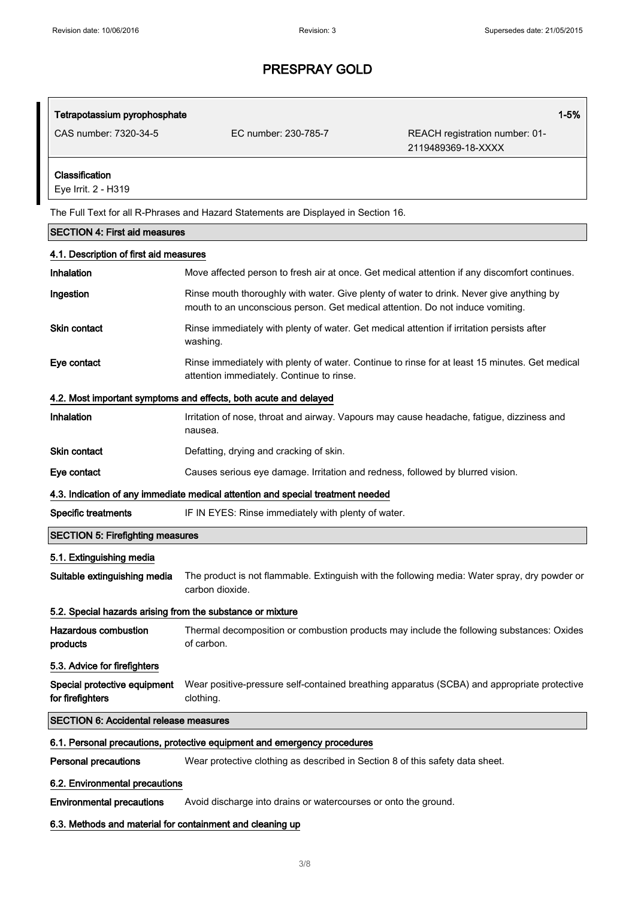| Tetrapotassium pyrophosphate | | 1-5% |
|---|---|---|
| CAS number: 7320-34-5 | EC number: 230-785-7 | REACH registration number: 01-2119489369-18-XXXX |
| **Classification**<br>Eye Irrit. 2 - H319 | | |

The Full Text for all R-Phrases and Hazard Statements are Displayed in Section 16.

## SECTION 4: First aid measures

### 4.1. Description of first aid measures

**Inhalation** Move affected person to fresh air at once. Get medical attention if any discomfort continues.

**Ingestion** Rinse mouth thoroughly with water. Give plenty of water to drink. Never give anything by mouth to an unconscious person. Get medical attention. Do not induce vomiting.

**Skin contact** Rinse immediately with plenty of water. Get medical attention if irritation persists after washing.

**Eye contact** Rinse immediately with plenty of water. Continue to rinse for at least 15 minutes. Get medical attention immediately. Continue to rinse.

### 4.2. Most important symptoms and effects, both acute and delayed

**Inhalation** Irritation of nose, throat and airway. Vapours may cause headache, fatigue, dizziness and nausea.

**Skin contact** Defatting, drying and cracking of skin.

**Eye contact** Causes serious eye damage. Irritation and redness, followed by blurred vision.

### 4.3. Indication of any immediate medical attention and special treatment needed

**Specific treatments** IF IN EYES: Rinse immediately with plenty of water.

## SECTION 5: Firefighting measures

### 5.1. Extinguishing media

**Suitable extinguishing media** The product is not flammable. Extinguish with the following media: Water spray, dry powder or carbon dioxide.

### 5.2. Special hazards arising from the substance or mixture

**Hazardous combustion products** Thermal decomposition or combustion products may include the following substances: Oxides of carbon.

### 5.3. Advice for firefighters

**Special protective equipment for firefighters** Wear positive-pressure self-contained breathing apparatus (SCBA) and appropriate protective clothing.

## SECTION 6: Accidental release measures

### 6.1. Personal precautions, protective equipment and emergency procedures

**Personal precautions** Wear protective clothing as described in Section 8 of this safety data sheet.

### 6.2. Environmental precautions

**Environmental precautions** Avoid discharge into drains or watercourses or onto the ground.

### 6.3. Methods and material for containment and cleaning up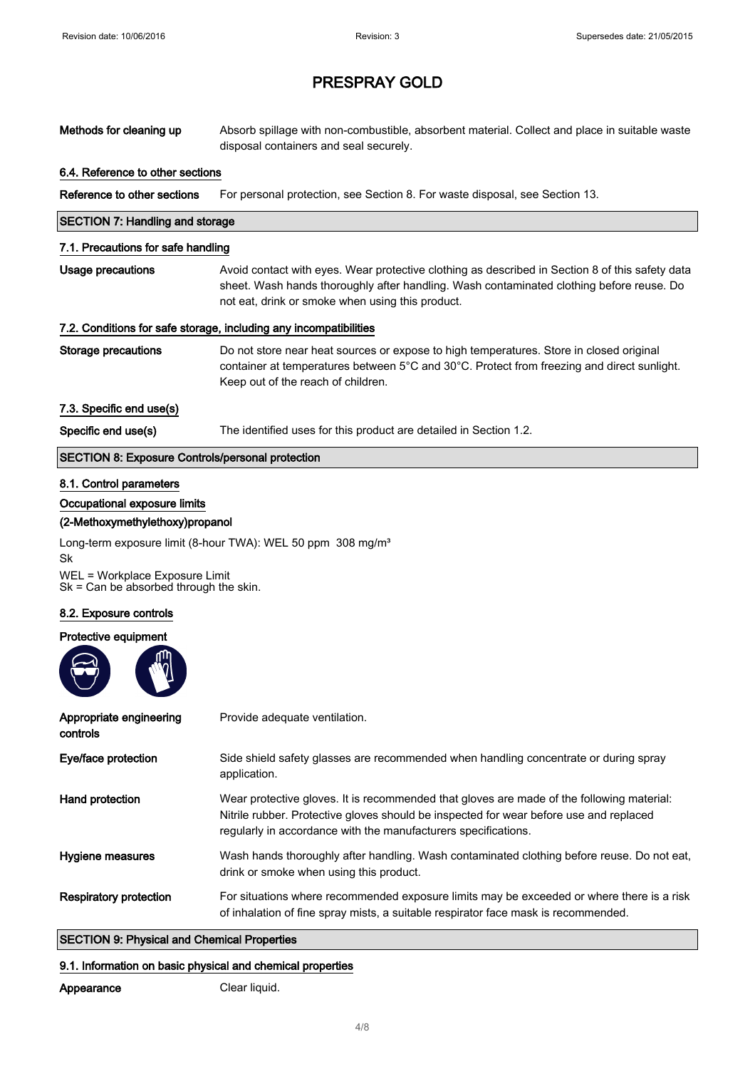# PRESPRAY GOLD

| | |
|---|---|
| **Methods for cleaning up** | Absorb spillage with non-combustible, absorbent material. Collect and place in suitable waste disposal containers and seal securely. |

### 6.4. Reference to other sections

| | |
|---|---|
| **Reference to other sections** | For personal protection, see Section 8. For waste disposal, see Section 13. |

## SECTION 7: Handling and storage

### 7.1. Precautions for safe handling

| | |
|---|---|
| **Usage precautions** | Avoid contact with eyes. Wear protective clothing as described in Section 8 of this safety data sheet. Wash hands thoroughly after handling. Wash contaminated clothing before reuse. Do not eat, drink or smoke when using this product. |

### 7.2. Conditions for safe storage, including any incompatibilities

| | |
|---|---|
| **Storage precautions** | Do not store near heat sources or expose to high temperatures. Store in closed original container at temperatures between 5°C and 30°C. Protect from freezing and direct sunlight. Keep out of the reach of children. |

### 7.3. Specific end use(s)

| | |
|---|---|
| **Specific end use(s)** | The identified uses for this product are detailed in Section 1.2. |

## SECTION 8: Exposure Controls/personal protection

### 8.1. Control parameters

**Occupational exposure limits**

**(2-Methoxymethylethoxy)propanol**

Long-term exposure limit (8-hour TWA): WEL 50 ppm 308 mg/m³
Sk

WEL = Workplace Exposure Limit
Sk = Can be absorbed through the skin.

### 8.2. Exposure controls

**Protective equipment**

| | |
|---|---|
| **Appropriate engineering controls** | Provide adequate ventilation. |
| **Eye/face protection** | Side shield safety glasses are recommended when handling concentrate or during spray application. |
| **Hand protection** | Wear protective gloves. It is recommended that gloves are made of the following material: Nitrile rubber. Protective gloves should be inspected for wear before use and replaced regularly in accordance with the manufacturers specifications. |
| **Hygiene measures** | Wash hands thoroughly after handling. Wash contaminated clothing before reuse. Do not eat, drink or smoke when using this product. |
| **Respiratory protection** | For situations where recommended exposure limits may be exceeded or where there is a risk of inhalation of fine spray mists, a suitable respirator face mask is recommended. |

## SECTION 9: Physical and Chemical Properties

### 9.1. Information on basic physical and chemical properties

| | |
|---|---|
| **Appearance** | Clear liquid. |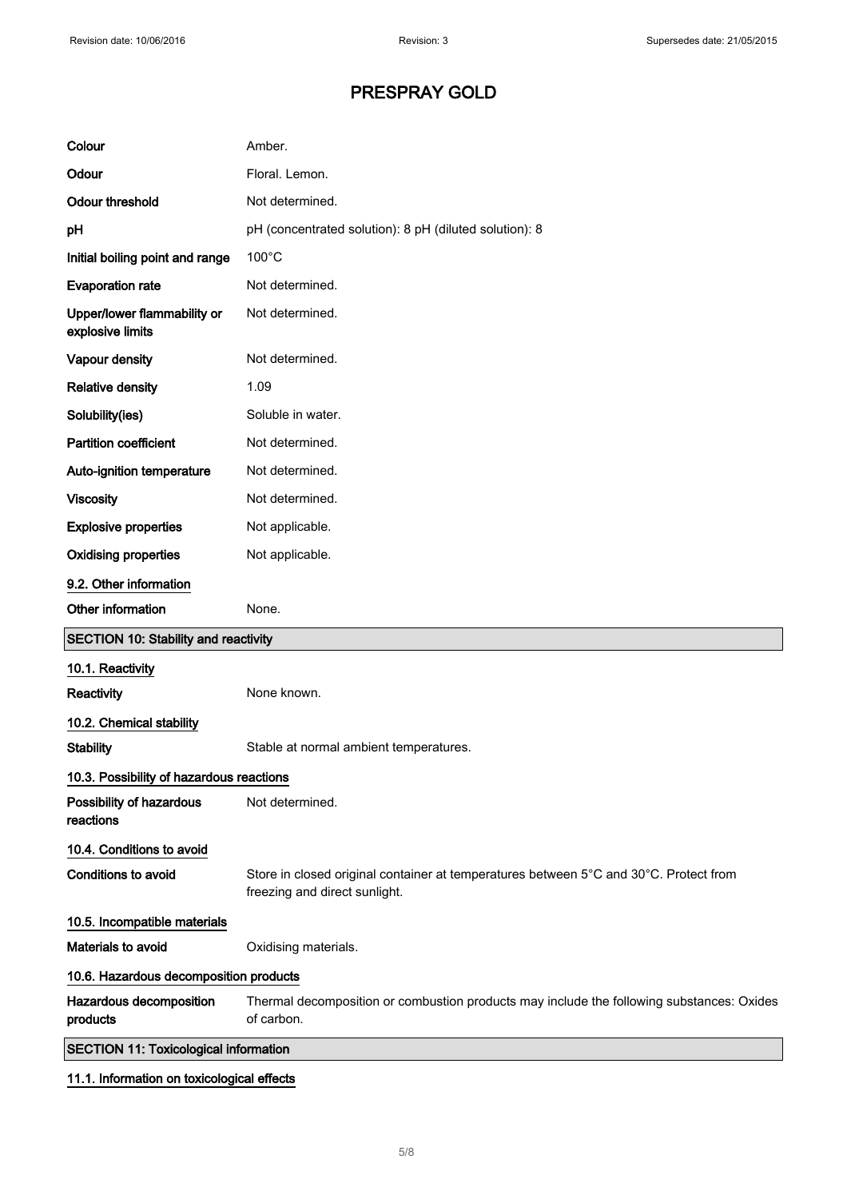# PRESPRAY GOLD

| | |
|---|---|
| **Colour** | Amber. |
| **Odour** | Floral. Lemon. |
| **Odour threshold** | Not determined. |
| **pH** | pH (concentrated solution): 8 pH (diluted solution): 8 |
| **Initial boiling point and range** | 100°C |
| **Evaporation rate** | Not determined. |
| **Upper/lower flammability or explosive limits** | Not determined. |
| **Vapour density** | Not determined. |
| **Relative density** | 1.09 |
| **Solubility(ies)** | Soluble in water. |
| **Partition coefficient** | Not determined. |
| **Auto-ignition temperature** | Not determined. |
| **Viscosity** | Not determined. |
| **Explosive properties** | Not applicable. |
| **Oxidising properties** | Not applicable. |

### 9.2. Other information

**Other information** None.

## SECTION 10: Stability and reactivity

### 10.1. Reactivity

**Reactivity** None known.

### 10.2. Chemical stability

**Stability** Stable at normal ambient temperatures.

### 10.3. Possibility of hazardous reactions

**Possibility of hazardous reactions** Not determined.

### 10.4. Conditions to avoid

**Conditions to avoid** Store in closed original container at temperatures between 5°C and 30°C. Protect from freezing and direct sunlight.

### 10.5. Incompatible materials

**Materials to avoid** Oxidising materials.

### 10.6. Hazardous decomposition products

**Hazardous decomposition products** Thermal decomposition or combustion products may include the following substances: Oxides of carbon.

## SECTION 11: Toxicological information

### 11.1. Information on toxicological effects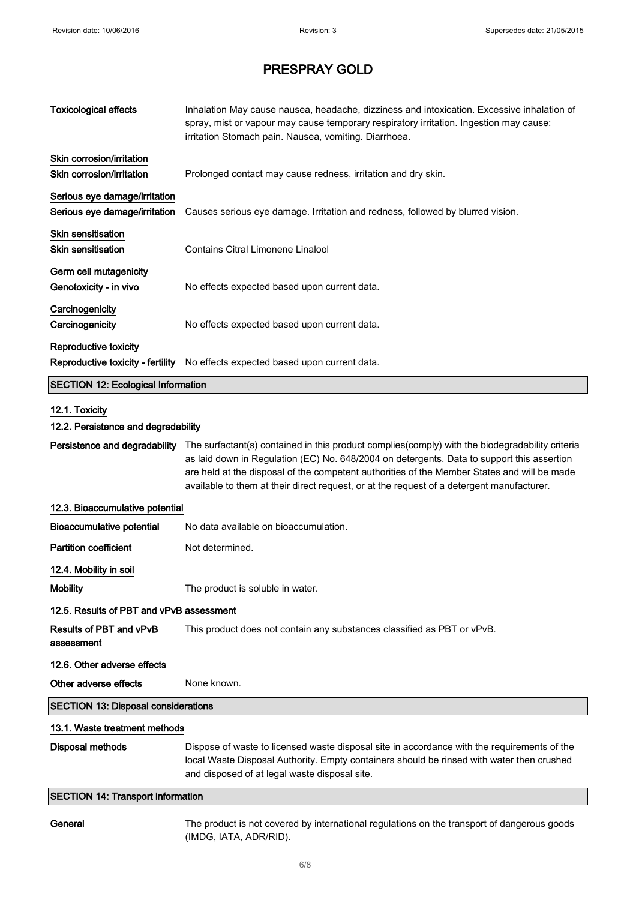# PRESPRAY GOLD

| | |
|---|---|
| **Toxicological effects** | Inhalation May cause nausea, headache, dizziness and intoxication. Excessive inhalation of spray, mist or vapour may cause temporary respiratory irritation. Ingestion may cause: irritation Stomach pain. Nausea, vomiting. Diarrhoea. |

**Skin corrosion/irritation**

| | |
|---|---|
| **Skin corrosion/irritation** | Prolonged contact may cause redness, irritation and dry skin. |

**Serious eye damage/irritation**

| | |
|---|---|
| **Serious eye damage/irritation** | Causes serious eye damage. Irritation and redness, followed by blurred vision. |

**Skin sensitisation**

| | |
|---|---|
| **Skin sensitisation** | Contains Citral Limonene Linalool |

**Germ cell mutagenicity**

| | |
|---|---|
| **Genotoxicity - in vivo** | No effects expected based upon current data. |

**Carcinogenicity**

| | |
|---|---|
| **Carcinogenicity** | No effects expected based upon current data. |

**Reproductive toxicity**

| | |
|---|---|
| **Reproductive toxicity - fertility** | No effects expected based upon current data. |

## SECTION 12: Ecological Information

### 12.1. Toxicity

### 12.2. Persistence and degradability

| | |
|---|---|
| **Persistence and degradability** | The surfactant(s) contained in this product complies(comply) with the biodegradability criteria as laid down in Regulation (EC) No. 648/2004 on detergents. Data to support this assertion are held at the disposal of the competent authorities of the Member States and will be made available to them at their direct request, or at the request of a detergent manufacturer. |

### 12.3. Bioaccumulative potential

| | |
|---|---|
| **Bioaccumulative potential** | No data available on bioaccumulation. |
| **Partition coefficient** | Not determined. |

### 12.4. Mobility in soil

| | |
|---|---|
| **Mobility** | The product is soluble in water. |

### 12.5. Results of PBT and vPvB assessment

| | |
|---|---|
| **Results of PBT and vPvB assessment** | This product does not contain any substances classified as PBT or vPvB. |

### 12.6. Other adverse effects

| | |
|---|---|
| **Other adverse effects** | None known. |

## SECTION 13: Disposal considerations

### 13.1. Waste treatment methods

| | |
|---|---|
| **Disposal methods** | Dispose of waste to licensed waste disposal site in accordance with the requirements of the local Waste Disposal Authority. Empty containers should be rinsed with water then crushed and disposed of at legal waste disposal site. |

## SECTION 14: Transport information

| | |
|---|---|
| **General** | The product is not covered by international regulations on the transport of dangerous goods (IMDG, IATA, ADR/RID). |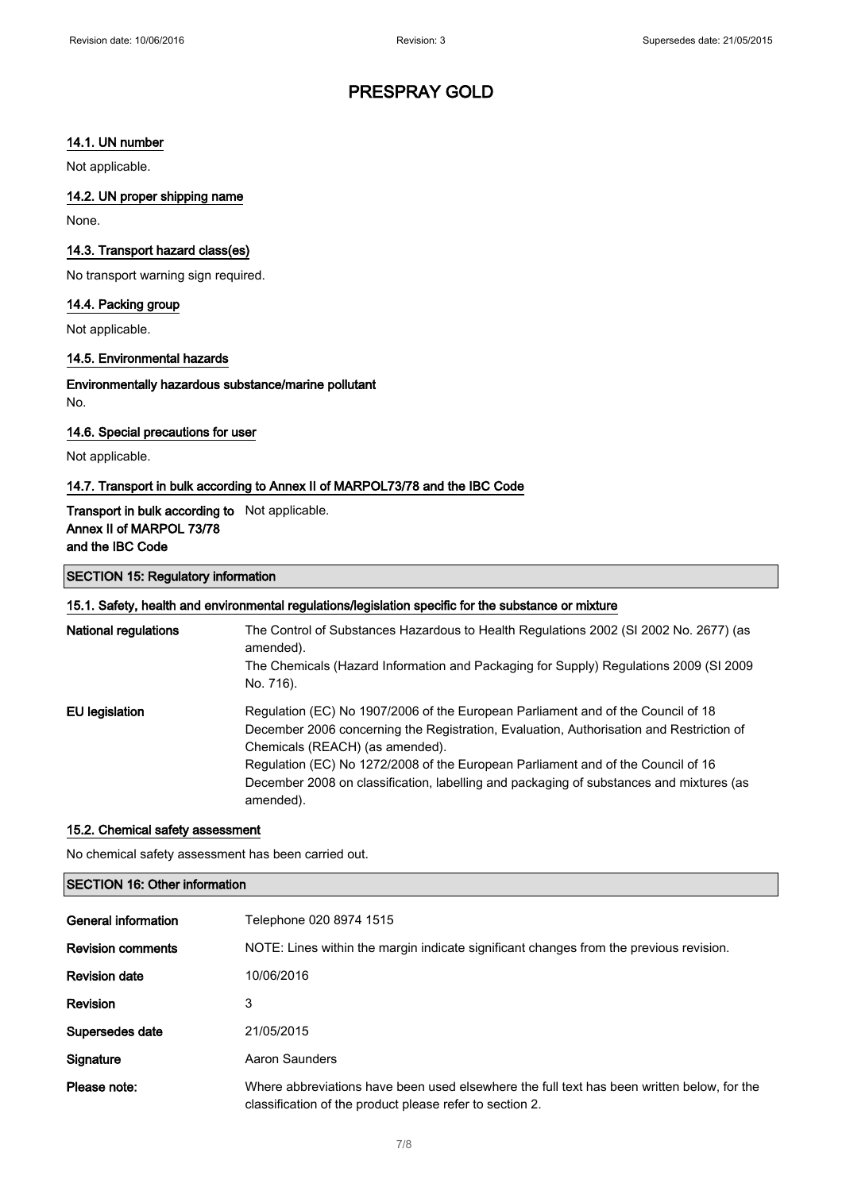# PRESPRAY GOLD

### 14.1. UN number

Not applicable.

### 14.2. UN proper shipping name

None.

### 14.3. Transport hazard class(es)

No transport warning sign required.

### 14.4. Packing group

Not applicable.

### 14.5. Environmental hazards

**Environmentally hazardous substance/marine pollutant**

No.

### 14.6. Special precautions for user

Not applicable.

### 14.7. Transport in bulk according to Annex II of MARPOL73/78 and the IBC Code

| | |
|---|---|
| **Transport in bulk according to Annex II of MARPOL 73/78 and the IBC Code** | Not applicable. |

## SECTION 15: Regulatory information

### 15.1. Safety, health and environmental regulations/legislation specific for the substance or mixture

| | |
|---|---|
| **National regulations** | The Control of Substances Hazardous to Health Regulations 2002 (SI 2002 No. 2677) (as amended).<br>The Chemicals (Hazard Information and Packaging for Supply) Regulations 2009 (SI 2009 No. 716). |
| **EU legislation** | Regulation (EC) No 1907/2006 of the European Parliament and of the Council of 18 December 2006 concerning the Registration, Evaluation, Authorisation and Restriction of Chemicals (REACH) (as amended).<br>Regulation (EC) No 1272/2008 of the European Parliament and of the Council of 16 December 2008 on classification, labelling and packaging of substances and mixtures (as amended). |

### 15.2. Chemical safety assessment

No chemical safety assessment has been carried out.

## SECTION 16: Other information

| | |
|---|---|
| **General information** | Telephone 020 8974 1515 |
| **Revision comments** | NOTE: Lines within the margin indicate significant changes from the previous revision. |
| **Revision date** | 10/06/2016 |
| **Revision** | 3 |
| **Supersedes date** | 21/05/2015 |
| **Signature** | Aaron Saunders |
| **Please note:** | Where abbreviations have been used elsewhere the full text has been written below, for the classification of the product please refer to section 2. |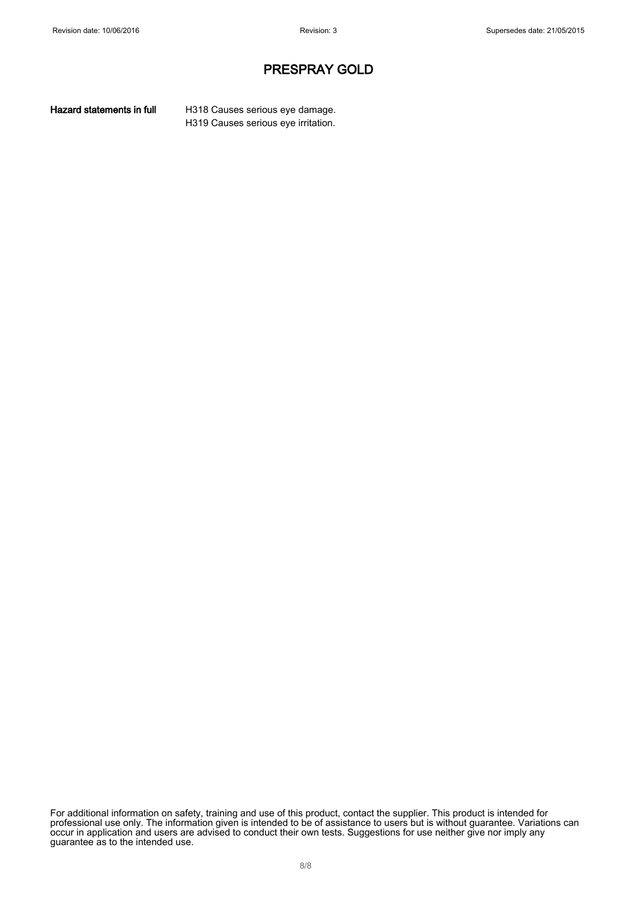**Hazard statements in full** H318 Causes serious eye damage.
H319 Causes serious eye irritation.

For additional information on safety, training and use of this product, contact the supplier. This product is intended for professional use only. The information given is intended to be of assistance to users but is without guarantee. Variations can occur in application and users are advised to conduct their own tests. Suggestions for use neither give nor imply any guarantee as to the intended use.